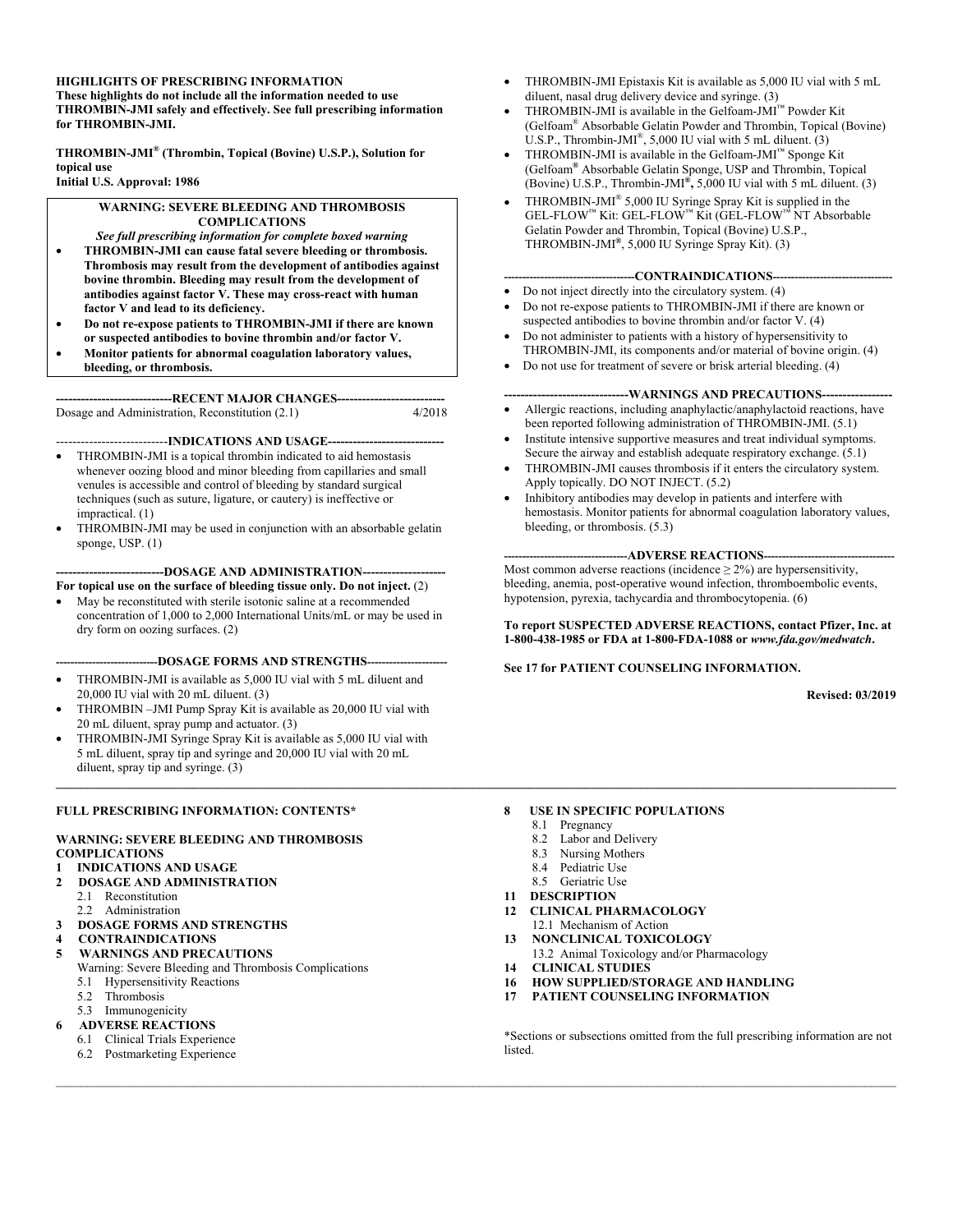**HIGHLIGHTS OF PRESCRIBING INFORMATION**
**These highlights do not include all the information needed to use THROMBIN-JMI safely and effectively. See full prescribing information for THROMBIN-JMI.**

**THROMBIN-JMI® (Thrombin, Topical (Bovine) U.S.P.), Solution for topical use**
**Initial U.S. Approval: 1986**

**WARNING: SEVERE BLEEDING AND THROMBOSIS COMPLICATIONS**
*See full prescribing information for complete boxed warning*

- **THROMBIN-JMI can cause fatal severe bleeding or thrombosis. Thrombosis may result from the development of antibodies against bovine thrombin. Bleeding may result from the development of antibodies against factor V. These may cross-react with human factor V and lead to its deficiency.**
- **Do not re-expose patients to THROMBIN-JMI if there are known or suspected antibodies to bovine thrombin and/or factor V.**
- **Monitor patients for abnormal coagulation laboratory values, bleeding, or thrombosis.**

**----------------------------RECENT MAJOR CHANGES--------------------------**

Dosage and Administration, Reconstitution (2.1) 4/2018

**---------------------------INDICATIONS AND USAGE----------------------------**

- THROMBIN-JMI is a topical thrombin indicated to aid hemostasis whenever oozing blood and minor bleeding from capillaries and small venules is accessible and control of bleeding by standard surgical techniques (such as suture, ligature, or cautery) is ineffective or impractical. (1)
- THROMBIN-JMI may be used in conjunction with an absorbable gelatin sponge, USP. (1)

**--------------------------DOSAGE AND ADMINISTRATION--------------------**

**For topical use on the surface of bleeding tissue only. Do not inject.** (2)

- May be reconstituted with sterile isotonic saline at a recommended concentration of 1,000 to 2,000 International Units/mL or may be used in dry form on oozing surfaces. (2)

**--------------------------DOSAGE FORMS AND STRENGTHS---------------------**

- THROMBIN-JMI is available as 5,000 IU vial with 5 mL diluent and 20,000 IU vial with 20 mL diluent. (3)
- THROMBIN –JMI Pump Spray Kit is available as 20,000 IU vial with 20 mL diluent, spray pump and actuator. (3)
- THROMBIN-JMI Syringe Spray Kit is available as 5,000 IU vial with 5 mL diluent, spray tip and syringe and 20,000 IU vial with 20 mL diluent, spray tip and syringe. (3)
- THROMBIN-JMI Epistaxis Kit is available as 5,000 IU vial with 5 mL diluent, nasal drug delivery device and syringe. (3)
- THROMBIN-JMI is available in the Gelfoam-JMI™ Powder Kit (Gelfoam® Absorbable Gelatin Powder and Thrombin, Topical (Bovine) U.S.P., Thrombin-JMI®, 5,000 IU vial with 5 mL diluent. (3)
- THROMBIN-JMI is available in the Gelfoam-JMI™ Sponge Kit (Gelfoam® Absorbable Gelatin Sponge, USP and Thrombin, Topical (Bovine) U.S.P., Thrombin-JMI®, 5,000 IU vial with 5 mL diluent. (3)
- THROMBIN-JMI® 5,000 IU Syringe Spray Kit is supplied in the GEL-FLOW™ Kit: GEL-FLOW™ Kit (GEL-FLOW™ NT Absorbable Gelatin Powder and Thrombin, Topical (Bovine) U.S.P., THROMBIN-JMI®, 5,000 IU Syringe Spray Kit). (3)

**----------------------------------CONTRAINDICATIONS--------------------------------**

- Do not inject directly into the circulatory system. (4)
- Do not re-expose patients to THROMBIN-JMI if there are known or suspected antibodies to bovine thrombin and/or factor V. (4)
- Do not administer to patients with a history of hypersensitivity to THROMBIN-JMI, its components and/or material of bovine origin. (4)
- Do not use for treatment of severe or brisk arterial bleeding. (4)

**-------------------------------WARNINGS AND PRECAUTIONS------------------**

- Allergic reactions, including anaphylactic/anaphylactoid reactions, have been reported following administration of THROMBIN-JMI. (5.1)
- Institute intensive supportive measures and treat individual symptoms. Secure the airway and establish adequate respiratory exchange. (5.1)
- THROMBIN-JMI causes thrombosis if it enters the circulatory system. Apply topically. DO NOT INJECT. (5.2)
- Inhibitory antibodies may develop in patients and interfere with hemostasis. Monitor patients for abnormal coagulation laboratory values, bleeding, or thrombosis. (5.3)

**---------------------------------ADVERSE REACTIONS----------------------------------**

Most common adverse reactions (incidence ≥ 2%) are hypersensitivity, bleeding, anemia, post-operative wound infection, thromboembolic events, hypotension, pyrexia, tachycardia and thrombocytopenia. (6)

**To report SUSPECTED ADVERSE REACTIONS, contact Pfizer, Inc. at 1-800-438-1985 or FDA at 1-800-FDA-1088 or *www.fda.gov/medwatch*.**

**See 17 for PATIENT COUNSELING INFORMATION.**

**Revised: 03/2019**

---

**FULL PRESCRIBING INFORMATION: CONTENTS***

**WARNING: SEVERE BLEEDING AND THROMBOSIS COMPLICATIONS**

**1 INDICATIONS AND USAGE**

**2 DOSAGE AND ADMINISTRATION**
- 2.1 Reconstitution
- 2.2 Administration

**3 DOSAGE FORMS AND STRENGTHS**

**4 CONTRAINDICATIONS**

**5 WARNINGS AND PRECAUTIONS**
- Warning: Severe Bleeding and Thrombosis Complications
- 5.1 Hypersensitivity Reactions
- 5.2 Thrombosis
- 5.3 Immunogenicity

**6 ADVERSE REACTIONS**
- 6.1 Clinical Trials Experience
- 6.2 Postmarketing Experience

**8 USE IN SPECIFIC POPULATIONS**
- 8.1 Pregnancy
- 8.2 Labor and Delivery
- 8.3 Nursing Mothers
- 8.4 Pediatric Use
- 8.5 Geriatric Use

**11 DESCRIPTION**

**12 CLINICAL PHARMACOLOGY**
- 12.1 Mechanism of Action

**13 NONCLINICAL TOXICOLOGY**
- 13.2 Animal Toxicology and/or Pharmacology

**14 CLINICAL STUDIES**

**16 HOW SUPPLIED/STORAGE AND HANDLING**

**17 PATIENT COUNSELING INFORMATION**

*Sections or subsections omitted from the full prescribing information are not listed.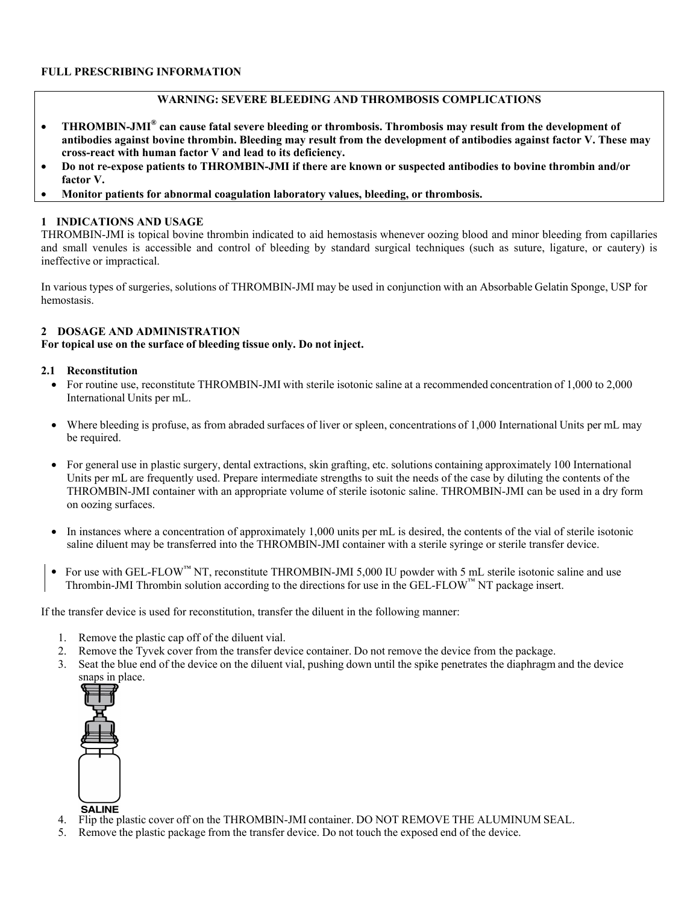# FULL PRESCRIBING INFORMATION

**WARNING: SEVERE BLEEDING AND THROMBOSIS COMPLICATIONS**

- **THROMBIN-JMI® can cause fatal severe bleeding or thrombosis. Thrombosis may result from the development of antibodies against bovine thrombin. Bleeding may result from the development of antibodies against factor V. These may cross-react with human factor V and lead to its deficiency.**
- **Do not re-expose patients to THROMBIN-JMI if there are known or suspected antibodies to bovine thrombin and/or factor V.**
- **Monitor patients for abnormal coagulation laboratory values, bleeding, or thrombosis.**

## 1 INDICATIONS AND USAGE

THROMBIN-JMI is topical bovine thrombin indicated to aid hemostasis whenever oozing blood and minor bleeding from capillaries and small venules is accessible and control of bleeding by standard surgical techniques (such as suture, ligature, or cautery) is ineffective or impractical.

In various types of surgeries, solutions of THROMBIN-JMI may be used in conjunction with an Absorbable Gelatin Sponge, USP for hemostasis.

## 2 DOSAGE AND ADMINISTRATION

**For topical use on the surface of bleeding tissue only. Do not inject.**

### 2.1 Reconstitution

- For routine use, reconstitute THROMBIN-JMI with sterile isotonic saline at a recommended concentration of 1,000 to 2,000 International Units per mL.
- Where bleeding is profuse, as from abraded surfaces of liver or spleen, concentrations of 1,000 International Units per mL may be required.
- For general use in plastic surgery, dental extractions, skin grafting, etc. solutions containing approximately 100 International Units per mL are frequently used. Prepare intermediate strengths to suit the needs of the case by diluting the contents of the THROMBIN-JMI container with an appropriate volume of sterile isotonic saline. THROMBIN-JMI can be used in a dry form on oozing surfaces.
- In instances where a concentration of approximately 1,000 units per mL is desired, the contents of the vial of sterile isotonic saline diluent may be transferred into the THROMBIN-JMI container with a sterile syringe or sterile transfer device.
- For use with GEL-FLOW™ NT, reconstitute THROMBIN-JMI 5,000 IU powder with 5 mL sterile isotonic saline and use Thrombin-JMI Thrombin solution according to the directions for use in the GEL-FLOW™ NT package insert.

If the transfer device is used for reconstitution, transfer the diluent in the following manner:

1. Remove the plastic cap off of the diluent vial.
2. Remove the Tyvek cover from the transfer device container. Do not remove the device from the package.
3. Seat the blue end of the device on the diluent vial, pushing down until the spike penetrates the diaphragm and the device snaps in place.

SALINE

4. Flip the plastic cover off on the THROMBIN-JMI container. DO NOT REMOVE THE ALUMINUM SEAL.
5. Remove the plastic package from the transfer device. Do not touch the exposed end of the device.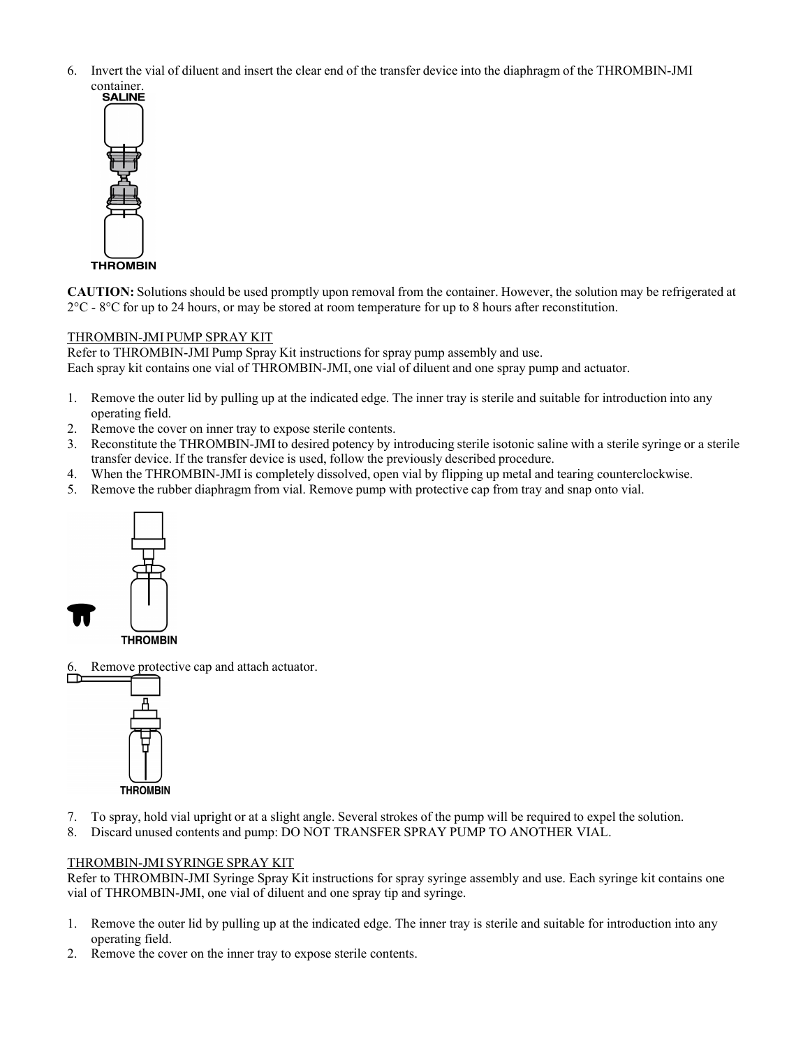6. Invert the vial of diluent and insert the clear end of the transfer device into the diaphragm of the THROMBIN-JMI container.

**CAUTION:** Solutions should be used promptly upon removal from the container. However, the solution may be refrigerated at 2°C - 8°C for up to 24 hours, or may be stored at room temperature for up to 8 hours after reconstitution.

<u>THROMBIN-JMI PUMP SPRAY KIT</u>

Refer to THROMBIN-JMI Pump Spray Kit instructions for spray pump assembly and use.
Each spray kit contains one vial of THROMBIN-JMI, one vial of diluent and one spray pump and actuator.

1. Remove the outer lid by pulling up at the indicated edge. The inner tray is sterile and suitable for introduction into any operating field.
2. Remove the cover on inner tray to expose sterile contents.
3. Reconstitute the THROMBIN-JMI to desired potency by introducing sterile isotonic saline with a sterile syringe or a sterile transfer device. If the transfer device is used, follow the previously described procedure.
4. When the THROMBIN-JMI is completely dissolved, open vial by flipping up metal and tearing counterclockwise.
5. Remove the rubber diaphragm from vial. Remove pump with protective cap from tray and snap onto vial.
6. Remove protective cap and attach actuator.
7. To spray, hold vial upright or at a slight angle. Several strokes of the pump will be required to expel the solution.
8. Discard unused contents and pump: DO NOT TRANSFER SPRAY PUMP TO ANOTHER VIAL.

<u>THROMBIN-JMI SYRINGE SPRAY KIT</u>

Refer to THROMBIN-JMI Syringe Spray Kit instructions for spray syringe assembly and use. Each syringe kit contains one vial of THROMBIN-JMI, one vial of diluent and one spray tip and syringe.

1. Remove the outer lid by pulling up at the indicated edge. The inner tray is sterile and suitable for introduction into any operating field.
2. Remove the cover on the inner tray to expose sterile contents.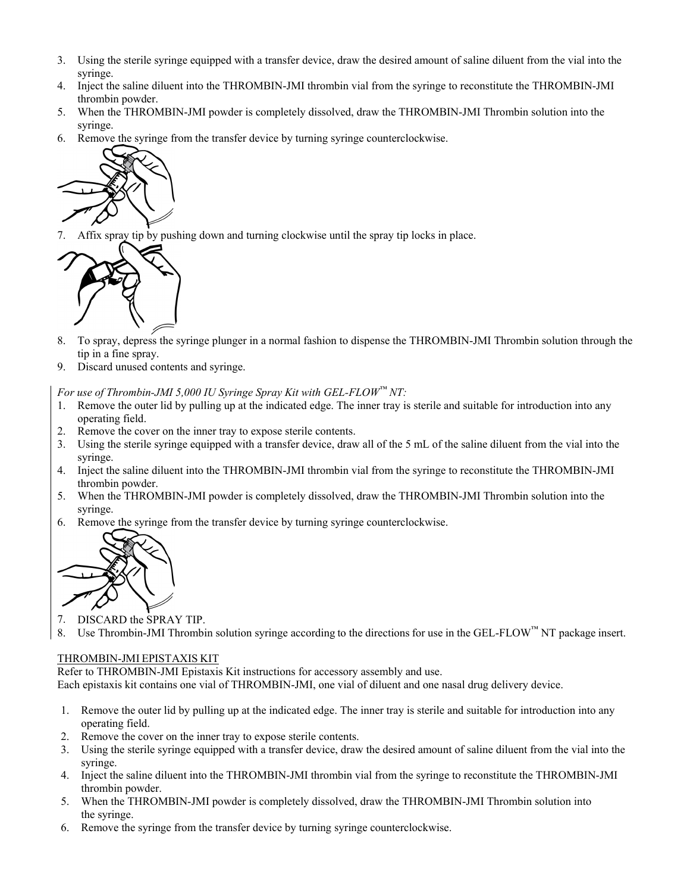3. Using the sterile syringe equipped with a transfer device, draw the desired amount of saline diluent from the vial into the syringe.
4. Inject the saline diluent into the THROMBIN-JMI thrombin vial from the syringe to reconstitute the THROMBIN-JMI thrombin powder.
5. When the THROMBIN-JMI powder is completely dissolved, draw the THROMBIN-JMI Thrombin solution into the syringe.
6. Remove the syringe from the transfer device by turning syringe counterclockwise.
7. Affix spray tip by pushing down and turning clockwise until the spray tip locks in place.
8. To spray, depress the syringe plunger in a normal fashion to dispense the THROMBIN-JMI Thrombin solution through the tip in a fine spray.
9. Discard unused contents and syringe.

*For use of Thrombin-JMI 5,000 IU Syringe Spray Kit with GEL-FLOW™ NT:*

1. Remove the outer lid by pulling up at the indicated edge. The inner tray is sterile and suitable for introduction into any operating field.
2. Remove the cover on the inner tray to expose sterile contents.
3. Using the sterile syringe equipped with a transfer device, draw all of the 5 mL of the saline diluent from the vial into the syringe.
4. Inject the saline diluent into the THROMBIN-JMI thrombin vial from the syringe to reconstitute the THROMBIN-JMI thrombin powder.
5. When the THROMBIN-JMI powder is completely dissolved, draw the THROMBIN-JMI Thrombin solution into the syringe.
6. Remove the syringe from the transfer device by turning syringe counterclockwise.
7. DISCARD the SPRAY TIP.
8. Use Thrombin-JMI Thrombin solution syringe according to the directions for use in the GEL-FLOW™ NT package insert.

THROMBIN-JMI EPISTAXIS KIT

Refer to THROMBIN-JMI Epistaxis Kit instructions for accessory assembly and use.
Each epistaxis kit contains one vial of THROMBIN-JMI, one vial of diluent and one nasal drug delivery device.

1. Remove the outer lid by pulling up at the indicated edge. The inner tray is sterile and suitable for introduction into any operating field.
2. Remove the cover on the inner tray to expose sterile contents.
3. Using the sterile syringe equipped with a transfer device, draw the desired amount of saline diluent from the vial into the syringe.
4. Inject the saline diluent into the THROMBIN-JMI thrombin vial from the syringe to reconstitute the THROMBIN-JMI thrombin powder.
5. When the THROMBIN-JMI powder is completely dissolved, draw the THROMBIN-JMI Thrombin solution into the syringe.
6. Remove the syringe from the transfer device by turning syringe counterclockwise.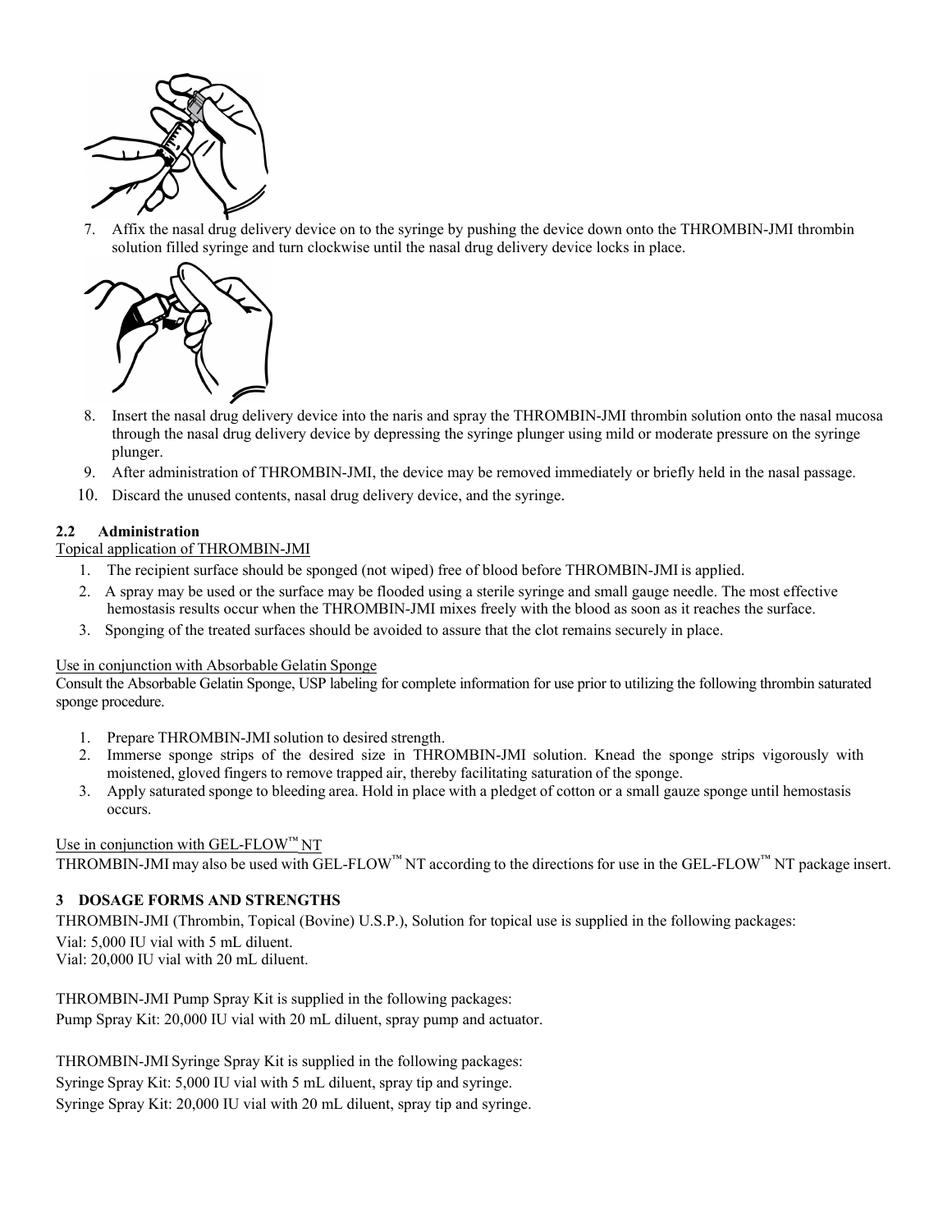7. Affix the nasal drug delivery device on to the syringe by pushing the device down onto the THROMBIN-JMI thrombin solution filled syringe and turn clockwise until the nasal drug delivery device locks in place.
8. Insert the nasal drug delivery device into the naris and spray the THROMBIN-JMI thrombin solution onto the nasal mucosa through the nasal drug delivery device by depressing the syringe plunger using mild or moderate pressure on the syringe plunger.
9. After administration of THROMBIN-JMI, the device may be removed immediately or briefly held in the nasal passage.
10. Discard the unused contents, nasal drug delivery device, and the syringe.

### 2.2 Administration

Topical application of THROMBIN-JMI

1. The recipient surface should be sponged (not wiped) free of blood before THROMBIN-JMI is applied.
2. A spray may be used or the surface may be flooded using a sterile syringe and small gauge needle. The most effective hemostasis results occur when the THROMBIN-JMI mixes freely with the blood as soon as it reaches the surface.
3. Sponging of the treated surfaces should be avoided to assure that the clot remains securely in place.

Use in conjunction with Absorbable Gelatin Sponge

Consult the Absorbable Gelatin Sponge, USP labeling for complete information for use prior to utilizing the following thrombin saturated sponge procedure.

1. Prepare THROMBIN-JMI solution to desired strength.
2. Immerse sponge strips of the desired size in THROMBIN-JMI solution. Knead the sponge strips vigorously with moistened, gloved fingers to remove trapped air, thereby facilitating saturation of the sponge.
3. Apply saturated sponge to bleeding area. Hold in place with a pledget of cotton or a small gauze sponge until hemostasis occurs.

Use in conjunction with GEL-FLOW™ NT

THROMBIN-JMI may also be used with GEL-FLOW™ NT according to the directions for use in the GEL-FLOW™ NT package insert.

## 3 DOSAGE FORMS AND STRENGTHS

THROMBIN-JMI (Thrombin, Topical (Bovine) U.S.P.), Solution for topical use is supplied in the following packages:

Vial: 5,000 IU vial with 5 mL diluent.
Vial: 20,000 IU vial with 20 mL diluent.

THROMBIN-JMI Pump Spray Kit is supplied in the following packages:
Pump Spray Kit: 20,000 IU vial with 20 mL diluent, spray pump and actuator.

THROMBIN-JMI Syringe Spray Kit is supplied in the following packages:
Syringe Spray Kit: 5,000 IU vial with 5 mL diluent, spray tip and syringe.
Syringe Spray Kit: 20,000 IU vial with 20 mL diluent, spray tip and syringe.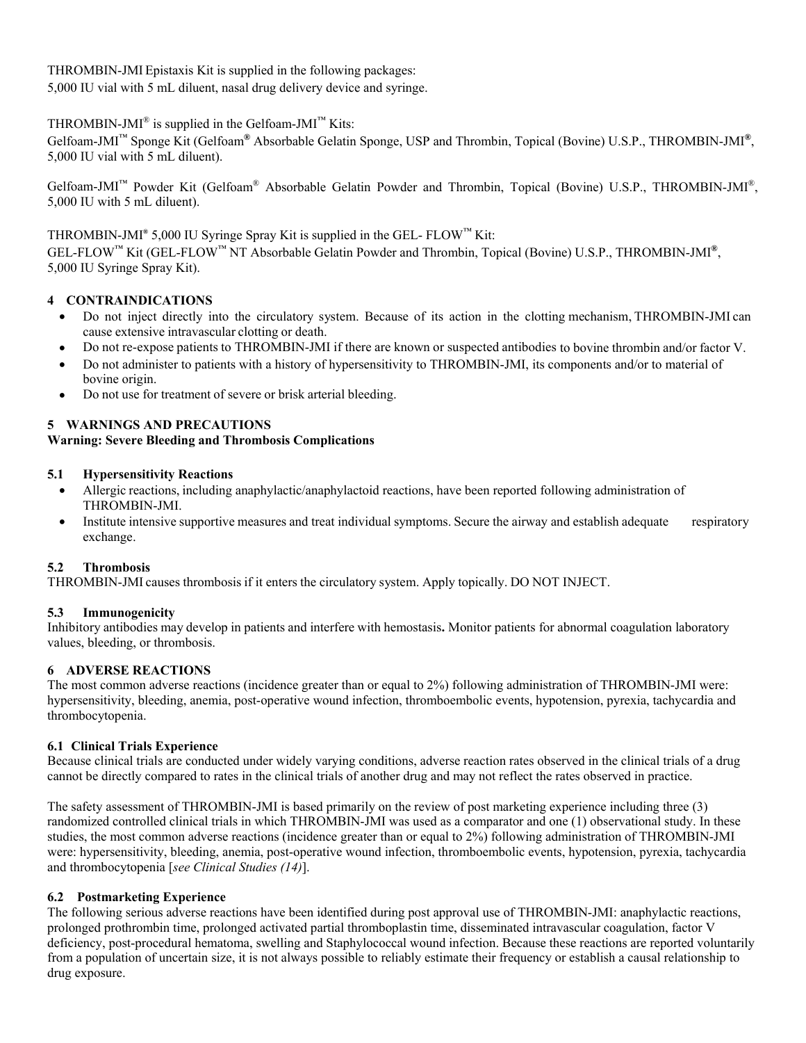THROMBIN-JMI Epistaxis Kit is supplied in the following packages:
5,000 IU vial with 5 mL diluent, nasal drug delivery device and syringe.

THROMBIN-JMI® is supplied in the Gelfoam-JMI™ Kits:
Gelfoam-JMI™ Sponge Kit (Gelfoam® Absorbable Gelatin Sponge, USP and Thrombin, Topical (Bovine) U.S.P., THROMBIN-JMI®, 5,000 IU vial with 5 mL diluent).

Gelfoam-JMI™ Powder Kit (Gelfoam® Absorbable Gelatin Powder and Thrombin, Topical (Bovine) U.S.P., THROMBIN-JMI®, 5,000 IU with 5 mL diluent).

THROMBIN-JMI® 5,000 IU Syringe Spray Kit is supplied in the GEL- FLOW™ Kit:
GEL-FLOW™ Kit (GEL-FLOW™ NT Absorbable Gelatin Powder and Thrombin, Topical (Bovine) U.S.P., THROMBIN-JMI®, 5,000 IU Syringe Spray Kit).

## 4 CONTRAINDICATIONS

- Do not inject directly into the circulatory system. Because of its action in the clotting mechanism, THROMBIN-JMI can cause extensive intravascular clotting or death.
- Do not re-expose patients to THROMBIN-JMI if there are known or suspected antibodies to bovine thrombin and/or factor V.
- Do not administer to patients with a history of hypersensitivity to THROMBIN-JMI, its components and/or to material of bovine origin.
- Do not use for treatment of severe or brisk arterial bleeding.

## 5 WARNINGS AND PRECAUTIONS

**Warning: Severe Bleeding and Thrombosis Complications**

### 5.1 Hypersensitivity Reactions

- Allergic reactions, including anaphylactic/anaphylactoid reactions, have been reported following administration of THROMBIN-JMI.
- Institute intensive supportive measures and treat individual symptoms. Secure the airway and establish adequate respiratory exchange.

### 5.2 Thrombosis

THROMBIN-JMI causes thrombosis if it enters the circulatory system. Apply topically. DO NOT INJECT.

### 5.3 Immunogenicity

Inhibitory antibodies may develop in patients and interfere with hemostasis**.** Monitor patients for abnormal coagulation laboratory values, bleeding, or thrombosis.

## 6 ADVERSE REACTIONS

The most common adverse reactions (incidence greater than or equal to 2%) following administration of THROMBIN-JMI were: hypersensitivity, bleeding, anemia, post-operative wound infection, thromboembolic events, hypotension, pyrexia, tachycardia and thrombocytopenia.

### 6.1 Clinical Trials Experience

Because clinical trials are conducted under widely varying conditions, adverse reaction rates observed in the clinical trials of a drug cannot be directly compared to rates in the clinical trials of another drug and may not reflect the rates observed in practice.

The safety assessment of THROMBIN-JMI is based primarily on the review of post marketing experience including three (3) randomized controlled clinical trials in which THROMBIN-JMI was used as a comparator and one (1) observational study. In these studies, the most common adverse reactions (incidence greater than or equal to 2%) following administration of THROMBIN-JMI were: hypersensitivity, bleeding, anemia, post-operative wound infection, thromboembolic events, hypotension, pyrexia, tachycardia and thrombocytopenia [*see Clinical Studies (14)*].

### 6.2 Postmarketing Experience

The following serious adverse reactions have been identified during post approval use of THROMBIN-JMI: anaphylactic reactions, prolonged prothrombin time, prolonged activated partial thromboplastin time, disseminated intravascular coagulation, factor V deficiency, post-procedural hematoma, swelling and Staphylococcal wound infection. Because these reactions are reported voluntarily from a population of uncertain size, it is not always possible to reliably estimate their frequency or establish a causal relationship to drug exposure.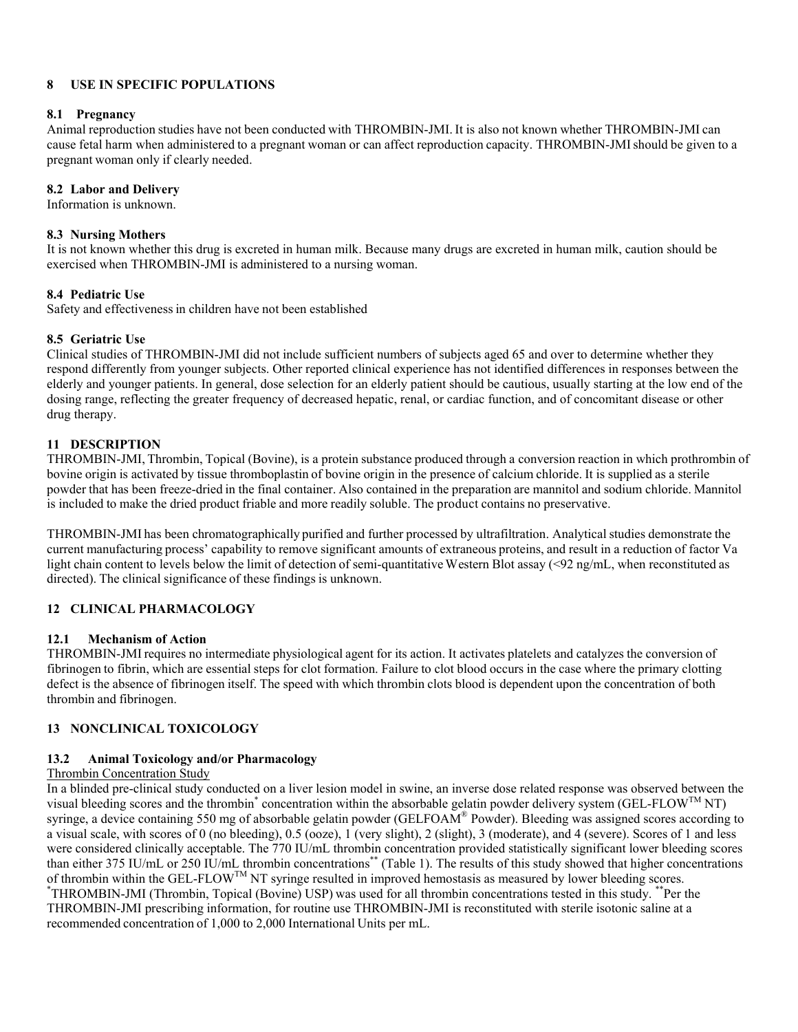## 8 USE IN SPECIFIC POPULATIONS

### 8.1 Pregnancy

Animal reproduction studies have not been conducted with THROMBIN-JMI. It is also not known whether THROMBIN-JMI can cause fetal harm when administered to a pregnant woman or can affect reproduction capacity. THROMBIN-JMI should be given to a pregnant woman only if clearly needed.

### 8.2 Labor and Delivery

Information is unknown.

### 8.3 Nursing Mothers

It is not known whether this drug is excreted in human milk. Because many drugs are excreted in human milk, caution should be exercised when THROMBIN-JMI is administered to a nursing woman.

### 8.4 Pediatric Use

Safety and effectiveness in children have not been established

### 8.5 Geriatric Use

Clinical studies of THROMBIN-JMI did not include sufficient numbers of subjects aged 65 and over to determine whether they respond differently from younger subjects. Other reported clinical experience has not identified differences in responses between the elderly and younger patients. In general, dose selection for an elderly patient should be cautious, usually starting at the low end of the dosing range, reflecting the greater frequency of decreased hepatic, renal, or cardiac function, and of concomitant disease or other drug therapy.

## 11 DESCRIPTION

THROMBIN-JMI, Thrombin, Topical (Bovine), is a protein substance produced through a conversion reaction in which prothrombin of bovine origin is activated by tissue thromboplastin of bovine origin in the presence of calcium chloride. It is supplied as a sterile powder that has been freeze-dried in the final container. Also contained in the preparation are mannitol and sodium chloride. Mannitol is included to make the dried product friable and more readily soluble. The product contains no preservative.

THROMBIN-JMI has been chromatographically purified and further processed by ultrafiltration. Analytical studies demonstrate the current manufacturing process' capability to remove significant amounts of extraneous proteins, and result in a reduction of factor Va light chain content to levels below the limit of detection of semi-quantitative Western Blot assay (<92 ng/mL, when reconstituted as directed). The clinical significance of these findings is unknown.

## 12 CLINICAL PHARMACOLOGY

### 12.1 Mechanism of Action

THROMBIN-JMI requires no intermediate physiological agent for its action. It activates platelets and catalyzes the conversion of fibrinogen to fibrin, which are essential steps for clot formation. Failure to clot blood occurs in the case where the primary clotting defect is the absence of fibrinogen itself. The speed with which thrombin clots blood is dependent upon the concentration of both thrombin and fibrinogen.

## 13 NONCLINICAL TOXICOLOGY

### 13.2 Animal Toxicology and/or Pharmacology

Thrombin Concentration Study

In a blinded pre-clinical study conducted on a liver lesion model in swine, an inverse dose related response was observed between the visual bleeding scores and the thrombin* concentration within the absorbable gelatin powder delivery system (GEL-FLOW™ NT) syringe, a device containing 550 mg of absorbable gelatin powder (GELFOAM® Powder). Bleeding was assigned scores according to a visual scale, with scores of 0 (no bleeding), 0.5 (ooze), 1 (very slight), 2 (slight), 3 (moderate), and 4 (severe). Scores of 1 and less were considered clinically acceptable. The 770 IU/mL thrombin concentration provided statistically significant lower bleeding scores than either 375 IU/mL or 250 IU/mL thrombin concentrations** (Table 1). The results of this study showed that higher concentrations of thrombin within the GEL-FLOW™ NT syringe resulted in improved hemostasis as measured by lower bleeding scores.

*THROMBIN-JMI (Thrombin, Topical (Bovine) USP) was used for all thrombin concentrations tested in this study. **Per the THROMBIN-JMI prescribing information, for routine use THROMBIN-JMI is reconstituted with sterile isotonic saline at a recommended concentration of 1,000 to 2,000 International Units per mL.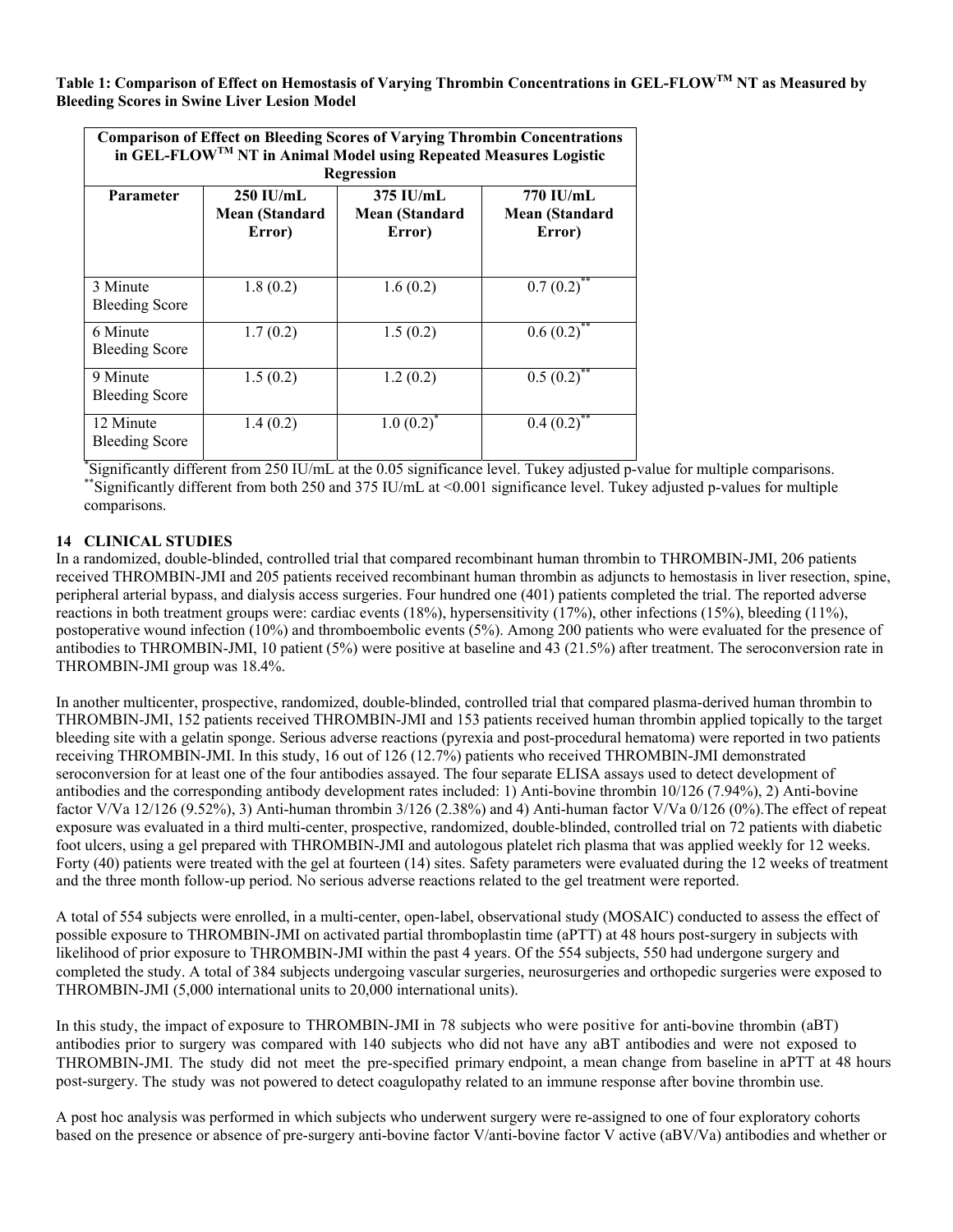**Table 1: Comparison of Effect on Hemostasis of Varying Thrombin Concentrations in GEL-FLOW$^{TM}$ NT as Measured by Bleeding Scores in Swine Liver Lesion Model**

| Comparison of Effect on Bleeding Scores of Varying Thrombin Concentrations in GEL-FLOW$^{TM}$ NT in Animal Model using Repeated Measures Logistic Regression | | | |
|---|---|---|---|
| **Parameter** | **250 IU/mL Mean (Standard Error)** | **375 IU/mL Mean (Standard Error)** | **770 IU/mL Mean (Standard Error)** |
| 3 Minute Bleeding Score | 1.8 (0.2) | 1.6 (0.2) | 0.7 (0.2)** |
| 6 Minute Bleeding Score | 1.7 (0.2) | 1.5 (0.2) | 0.6 (0.2)** |
| 9 Minute Bleeding Score | 1.5 (0.2) | 1.2 (0.2) | 0.5 (0.2)** |
| 12 Minute Bleeding Score | 1.4 (0.2) | 1.0 (0.2)* | 0.4 (0.2)** |

*Significantly different from 250 IU/mL at the 0.05 significance level. Tukey adjusted p-value for multiple comparisons.
**Significantly different from both 250 and 375 IU/mL at <0.001 significance level. Tukey adjusted p-values for multiple comparisons.

## 14 CLINICAL STUDIES

In a randomized, double-blinded, controlled trial that compared recombinant human thrombin to THROMBIN-JMI, 206 patients received THROMBIN-JMI and 205 patients received recombinant human thrombin as adjuncts to hemostasis in liver resection, spine, peripheral arterial bypass, and dialysis access surgeries. Four hundred one (401) patients completed the trial. The reported adverse reactions in both treatment groups were: cardiac events (18%), hypersensitivity (17%), other infections (15%), bleeding (11%), postoperative wound infection (10%) and thromboembolic events (5%). Among 200 patients who were evaluated for the presence of antibodies to THROMBIN-JMI, 10 patient (5%) were positive at baseline and 43 (21.5%) after treatment. The seroconversion rate in THROMBIN-JMI group was 18.4%.

In another multicenter, prospective, randomized, double-blinded, controlled trial that compared plasma-derived human thrombin to THROMBIN-JMI, 152 patients received THROMBIN-JMI and 153 patients received human thrombin applied topically to the target bleeding site with a gelatin sponge. Serious adverse reactions (pyrexia and post-procedural hematoma) were reported in two patients receiving THROMBIN-JMI. In this study, 16 out of 126 (12.7%) patients who received THROMBIN-JMI demonstrated seroconversion for at least one of the four antibodies assayed. The four separate ELISA assays used to detect development of antibodies and the corresponding antibody development rates included: 1) Anti-bovine thrombin 10/126 (7.94%), 2) Anti-bovine factor V/Va 12/126 (9.52%), 3) Anti-human thrombin 3/126 (2.38%) and 4) Anti-human factor V/Va 0/126 (0%).The effect of repeat exposure was evaluated in a third multi-center, prospective, randomized, double-blinded, controlled trial on 72 patients with diabetic foot ulcers, using a gel prepared with THROMBIN-JMI and autologous platelet rich plasma that was applied weekly for 12 weeks. Forty (40) patients were treated with the gel at fourteen (14) sites. Safety parameters were evaluated during the 12 weeks of treatment and the three month follow-up period. No serious adverse reactions related to the gel treatment were reported.

A total of 554 subjects were enrolled, in a multi-center, open-label, observational study (MOSAIC) conducted to assess the effect of possible exposure to THROMBIN-JMI on activated partial thromboplastin time (aPTT) at 48 hours post-surgery in subjects with likelihood of prior exposure to THROMBIN-JMI within the past 4 years. Of the 554 subjects, 550 had undergone surgery and completed the study. A total of 384 subjects undergoing vascular surgeries, neurosurgeries and orthopedic surgeries were exposed to THROMBIN-JMI (5,000 international units to 20,000 international units).

In this study, the impact of exposure to THROMBIN-JMI in 78 subjects who were positive for anti-bovine thrombin (aBT) antibodies prior to surgery was compared with 140 subjects who did not have any aBT antibodies and were not exposed to THROMBIN-JMI. The study did not meet the pre-specified primary endpoint, a mean change from baseline in aPTT at 48 hours post-surgery. The study was not powered to detect coagulopathy related to an immune response after bovine thrombin use.

A post hoc analysis was performed in which subjects who underwent surgery were re-assigned to one of four exploratory cohorts based on the presence or absence of pre-surgery anti-bovine factor V/anti-bovine factor V active (aBV/Va) antibodies and whether or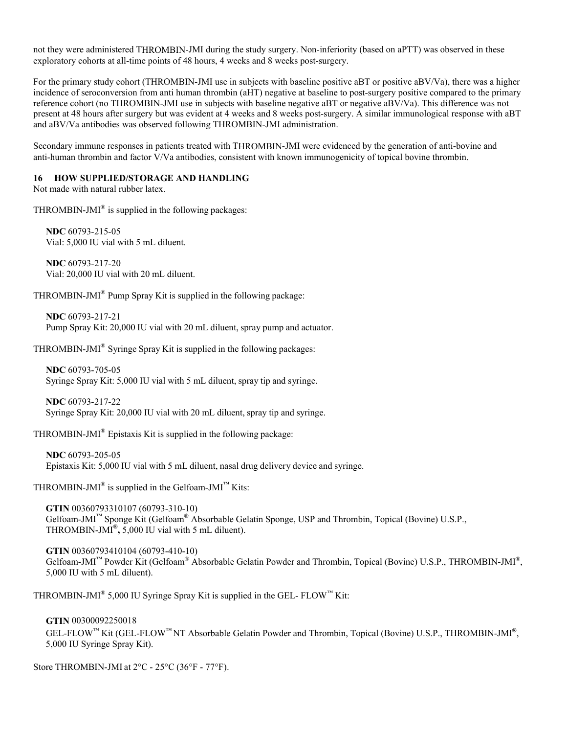not they were administered THROMBIN-JMI during the study surgery. Non-inferiority (based on aPTT) was observed in these exploratory cohorts at all-time points of 48 hours, 4 weeks and 8 weeks post-surgery.

For the primary study cohort (THROMBIN-JMI use in subjects with baseline positive aBT or positive aBV/Va), there was a higher incidence of seroconversion from anti human thrombin (aHT) negative at baseline to post-surgery positive compared to the primary reference cohort (no THROMBIN-JMI use in subjects with baseline negative aBT or negative aBV/Va). This difference was not present at 48 hours after surgery but was evident at 4 weeks and 8 weeks post-surgery. A similar immunological response with aBT and aBV/Va antibodies was observed following THROMBIN-JMI administration.

Secondary immune responses in patients treated with THROMBIN-JMI were evidenced by the generation of anti-bovine and anti-human thrombin and factor V/Va antibodies, consistent with known immunogenicity of topical bovine thrombin.

## 16 HOW SUPPLIED/STORAGE AND HANDLING

Not made with natural rubber latex.

THROMBIN-JMI® is supplied in the following packages:

**NDC** 60793-215-05
Vial: 5,000 IU vial with 5 mL diluent.

**NDC** 60793-217-20
Vial: 20,000 IU vial with 20 mL diluent.

THROMBIN-JMI® Pump Spray Kit is supplied in the following package:

**NDC** 60793-217-21
Pump Spray Kit: 20,000 IU vial with 20 mL diluent, spray pump and actuator.

THROMBIN-JMI® Syringe Spray Kit is supplied in the following packages:

**NDC** 60793-705-05
Syringe Spray Kit: 5,000 IU vial with 5 mL diluent, spray tip and syringe.

**NDC** 60793-217-22
Syringe Spray Kit: 20,000 IU vial with 20 mL diluent, spray tip and syringe.

THROMBIN-JMI® Epistaxis Kit is supplied in the following package:

**NDC** 60793-205-05
Epistaxis Kit: 5,000 IU vial with 5 mL diluent, nasal drug delivery device and syringe.

THROMBIN-JMI® is supplied in the Gelfoam-JMI™ Kits:

**GTIN** 00360793310107 (60793-310-10)
Gelfoam-JMI™ Sponge Kit (Gelfoam® Absorbable Gelatin Sponge, USP and Thrombin, Topical (Bovine) U.S.P., THROMBIN-JMI®, 5,000 IU vial with 5 mL diluent).

**GTIN** 00360793410104 (60793-410-10)
Gelfoam-JMI™ Powder Kit (Gelfoam® Absorbable Gelatin Powder and Thrombin, Topical (Bovine) U.S.P., THROMBIN-JMI®, 5,000 IU with 5 mL diluent).

THROMBIN-JMI® 5,000 IU Syringe Spray Kit is supplied in the GEL- FLOW™ Kit:

**GTIN** 00300092250018
GEL-FLOW™ Kit (GEL-FLOW™ NT Absorbable Gelatin Powder and Thrombin, Topical (Bovine) U.S.P., THROMBIN-JMI®, 5,000 IU Syringe Spray Kit).

Store THROMBIN-JMI at 2°C - 25°C (36°F - 77°F).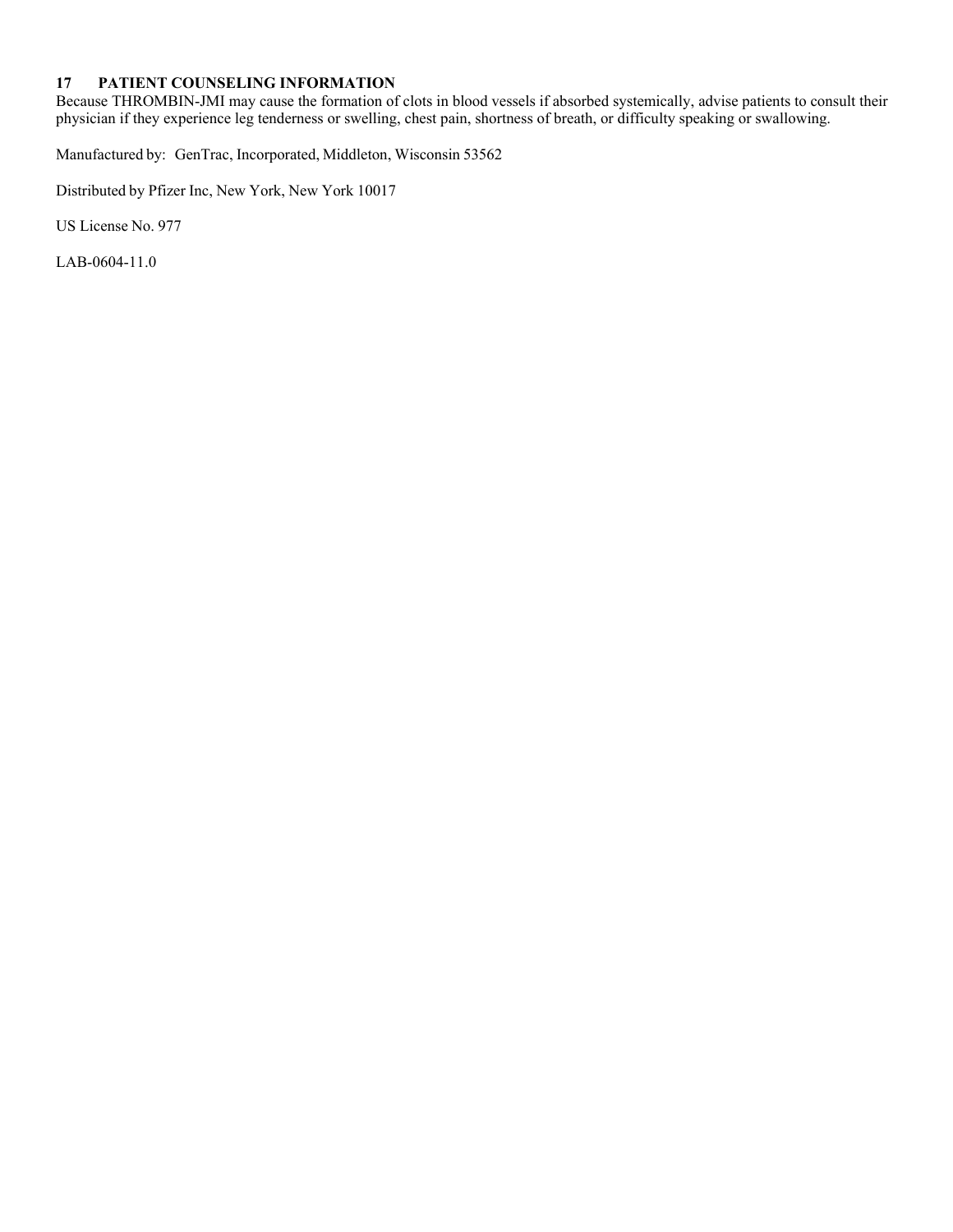## 17 PATIENT COUNSELING INFORMATION

Because THROMBIN-JMI may cause the formation of clots in blood vessels if absorbed systemically, advise patients to consult their physician if they experience leg tenderness or swelling, chest pain, shortness of breath, or difficulty speaking or swallowing.

Manufactured by: GenTrac, Incorporated, Middleton, Wisconsin 53562

Distributed by Pfizer Inc, New York, New York 10017

US License No. 977

LAB-0604-11.0